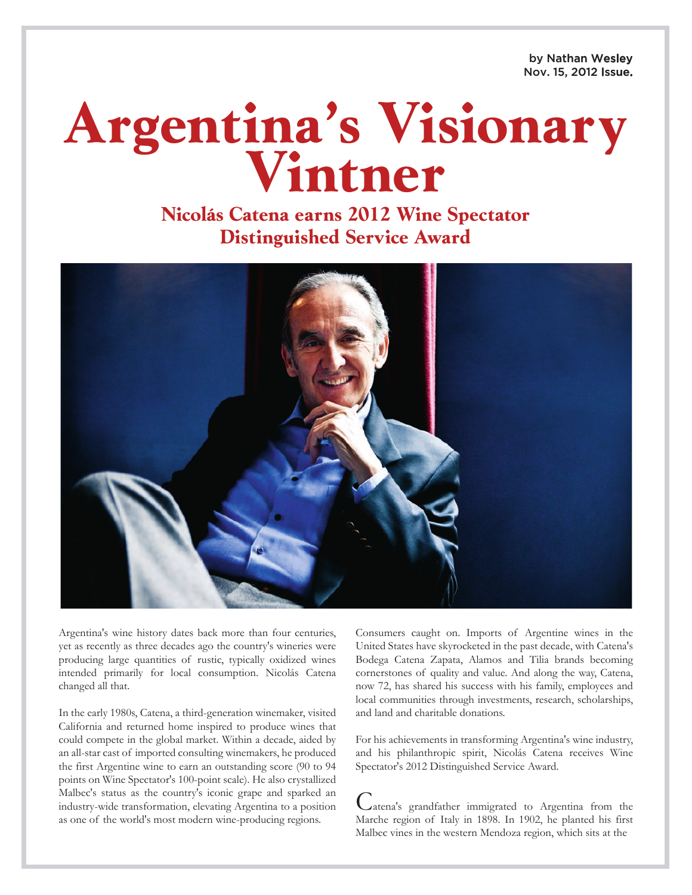by Nathan Wesley
Nov. 15, 2012 Issue.

# Argentina's Visionary Vintner

## Nicolás Catena earns 2012 Wine Spectator Distinguished Service Award

Argentina's wine history dates back more than four centuries, yet as recently as three decades ago the country's wineries were producing large quantities of rustic, typically oxidized wines intended primarily for local consumption. Nicolás Catena changed all that.

In the early 1980s, Catena, a third-generation winemaker, visited California and returned home inspired to produce wines that could compete in the global market. Within a decade, aided by an all-star cast of imported consulting winemakers, he produced the first Argentine wine to earn an outstanding score (90 to 94 points on Wine Spectator's 100-point scale). He also crystallized Malbec's status as the country's iconic grape and sparked an industry-wide transformation, elevating Argentina to a position as one of the world's most modern wine-producing regions.

Consumers caught on. Imports of Argentine wines in the United States have skyrocketed in the past decade, with Catena's Bodega Catena Zapata, Alamos and Tilia brands becoming cornerstones of quality and value. And along the way, Catena, now 72, has shared his success with his family, employees and local communities through investments, research, scholarships, and land and charitable donations.

For his achievements in transforming Argentina's wine industry, and his philanthropic spirit, Nicolás Catena receives Wine Spectator's 2012 Distinguished Service Award.

Catena's grandfather immigrated to Argentina from the Marche region of Italy in 1898. In 1902, he planted his first Malbec vines in the western Mendoza region, which sits at the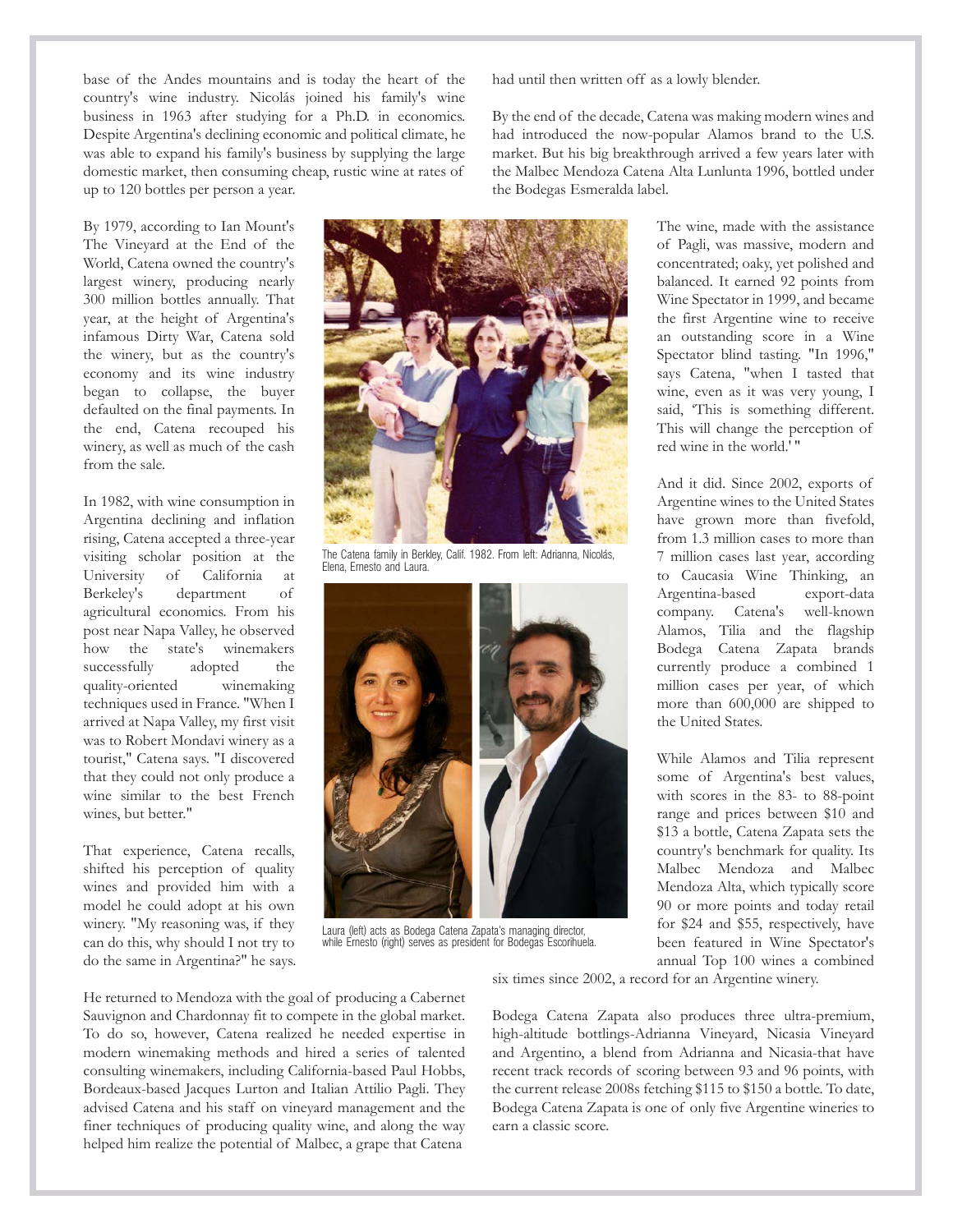base of the Andes mountains and is today the heart of the country's wine industry. Nicolás joined his family's wine business in 1963 after studying for a Ph.D. in economics. Despite Argentina's declining economic and political climate, he was able to expand his family's business by supplying the large domestic market, then consuming cheap, rustic wine at rates of up to 120 bottles per person a year.

By 1979, according to Ian Mount's The Vineyard at the End of the World, Catena owned the country's largest winery, producing nearly 300 million bottles annually. That year, at the height of Argentina's infamous Dirty War, Catena sold the winery, but as the country's economy and its wine industry began to collapse, the buyer defaulted on the final payments. In the end, Catena recouped his winery, as well as much of the cash from the sale.

In 1982, with wine consumption in Argentina declining and inflation rising, Catena accepted a three-year visiting scholar position at the University of California at Berkeley's department of agricultural economics. From his post near Napa Valley, he observed how the state's winemakers successfully adopted the quality-oriented winemaking techniques used in France. "When I arrived at Napa Valley, my first visit was to Robert Mondavi winery as a tourist," Catena says. "I discovered that they could not only produce a wine similar to the best French wines, but better."

That experience, Catena recalls, shifted his perception of quality wines and provided him with a model he could adopt at his own winery. "My reasoning was, if they can do this, why should I not try to do the same in Argentina?" he says.

The Catena family in Berkley, Calif. 1982. From left: Adrianna, Nicolás, Elena, Ernesto and Laura.

Laura (left) acts as Bodega Catena Zapata's managing director, while Ernesto (right) serves as president for Bodegas Escorihuela.

He returned to Mendoza with the goal of producing a Cabernet Sauvignon and Chardonnay fit to compete in the global market. To do so, however, Catena realized he needed expertise in modern winemaking methods and hired a series of talented consulting winemakers, including California-based Paul Hobbs, Bordeaux-based Jacques Lurton and Italian Attilio Pagli. They advised Catena and his staff on vineyard management and the finer techniques of producing quality wine, and along the way helped him realize the potential of Malbec, a grape that Catena had until then written off as a lowly blender.

By the end of the decade, Catena was making modern wines and had introduced the now-popular Alamos brand to the U.S. market. But his big breakthrough arrived a few years later with the Malbec Mendoza Catena Alta Lunlunta 1996, bottled under the Bodegas Esmeralda label.

The wine, made with the assistance of Pagli, was massive, modern and concentrated; oaky, yet polished and balanced. It earned 92 points from Wine Spectator in 1999, and became the first Argentine wine to receive an outstanding score in a Wine Spectator blind tasting. "In 1996," says Catena, "when I tasted that wine, even as it was very young, I said, 'This is something different. This will change the perception of red wine in the world.'"

And it did. Since 2002, exports of Argentine wines to the United States have grown more than fivefold, from 1.3 million cases to more than 7 million cases last year, according to Caucasia Wine Thinking, an Argentina-based export-data company. Catena's well-known Alamos, Tilia and the flagship Bodega Catena Zapata brands currently produce a combined 1 million cases per year, of which more than 600,000 are shipped to the United States.

While Alamos and Tilia represent some of Argentina's best values, with scores in the 83- to 88-point range and prices between $10 and $13 a bottle, Catena Zapata sets the country's benchmark for quality. Its Malbec Mendoza and Malbec Mendoza Alta, which typically score 90 or more points and today retail for $24 and $55, respectively, have been featured in Wine Spectator's annual Top 100 wines a combined six times since 2002, a record for an Argentine winery.

Bodega Catena Zapata also produces three ultra-premium, high-altitude bottlings-Adrianna Vineyard, Nicasia Vineyard and Argentino, a blend from Adrianna and Nicasia-that have recent track records of scoring between 93 and 96 points, with the current release 2008s fetching $115 to $150 a bottle. To date, Bodega Catena Zapata is one of only five Argentine wineries to earn a classic score.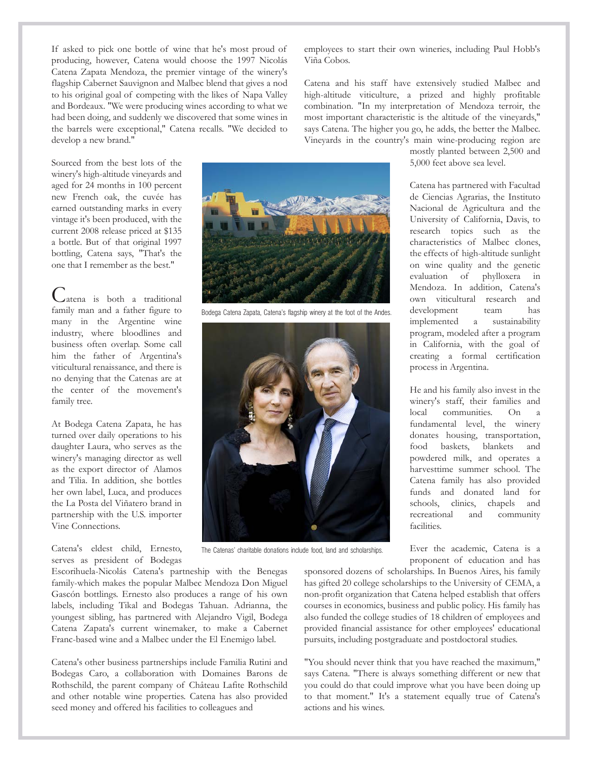If asked to pick one bottle of wine that he's most proud of producing, however, Catena would choose the 1997 Nicolás Catena Zapata Mendoza, the premier vintage of the winery's flagship Cabernet Sauvignon and Malbec blend that gives a nod to his original goal of competing with the likes of Napa Valley and Bordeaux. "We were producing wines according to what we had been doing, and suddenly we discovered that some wines in the barrels were exceptional," Catena recalls. "We decided to develop a new brand."

Sourced from the best lots of the winery's high-altitude vineyards and aged for 24 months in 100 percent new French oak, the cuvée has earned outstanding marks in every vintage it's been produced, with the current 2008 release priced at $135 a bottle. But of that original 1997 bottling, Catena says, "That's the one that I remember as the best."

Catena is both a traditional family man and a father figure to many in the Argentine wine industry, where bloodlines and business often overlap. Some call him the father of Argentina's viticultural renaissance, and there is no denying that the Catenas are at the center of the movement's family tree.

At Bodega Catena Zapata, he has turned over daily operations to his daughter Laura, who serves as the winery's managing director as well as the export director of Alamos and Tilia. In addition, she bottles her own label, Luca, and produces the La Posta del Viñatero brand in partnership with the U.S. importer Vine Connections.

Bodega Catena Zapata, Catena's flagship winery at the foot of the Andes.

The Catenas' charitable donations include food, land and scholarships.

Catena's eldest child, Ernesto, serves as president of Bodegas Escorihuela-Nicolás Catena's partnership with the Benegas family-which makes the popular Malbec Mendoza Don Miguel Gascón bottlings. Ernesto also produces a range of his own labels, including Tikal and Bodegas Tahuan. Adrianna, the youngest sibling, has partnered with Alejandro Vigil, Bodega Catena Zapata's current winemaker, to make a Cabernet Franc-based wine and a Malbec under the El Enemigo label.

Catena's other business partnerships include Familia Rutini and Bodegas Caro, a collaboration with Domaines Barons de Rothschild, the parent company of Château Lafite Rothschild and other notable wine properties. Catena has also provided seed money and offered his facilities to colleagues and employees to start their own wineries, including Paul Hobb's Viña Cobos.

Catena and his staff have extensively studied Malbec and high-altitude viticulture, a prized and highly profitable combination. "In my interpretation of Mendoza terroir, the most important characteristic is the altitude of the vineyards," says Catena. The higher you go, he adds, the better the Malbec. Vineyards in the country's main wine-producing region are mostly planted between 2,500 and 5,000 feet above sea level.

Catena has partnered with Facultad de Ciencias Agrarias, the Instituto Nacional de Agricultura and the University of California, Davis, to research topics such as the characteristics of Malbec clones, the effects of high-altitude sunlight on wine quality and the genetic evaluation of phylloxera in Mendoza. In addition, Catena's own viticultural research and development team has implemented a sustainability program, modeled after a program in California, with the goal of creating a formal certification process in Argentina.

He and his family also invest in the winery's staff, their families and local communities. On a fundamental level, the winery donates housing, transportation, food baskets, blankets and powdered milk, and operates a harvesttime summer school. The Catena family has also provided funds and donated land for schools, clinics, chapels and recreational and community facilities.

Ever the academic, Catena is a proponent of education and has sponsored dozens of scholarships. In Buenos Aires, his family has gifted 20 college scholarships to the University of CEMA, a non-profit organization that Catena helped establish that offers courses in economics, business and public policy. His family has also funded the college studies of 18 children of employees and provided financial assistance for other employees' educational pursuits, including postgraduate and postdoctoral studies.

"You should never think that you have reached the maximum," says Catena. "There is always something different or new that you could do that could improve what you have been doing up to that moment." It's a statement equally true of Catena's actions and his wines.